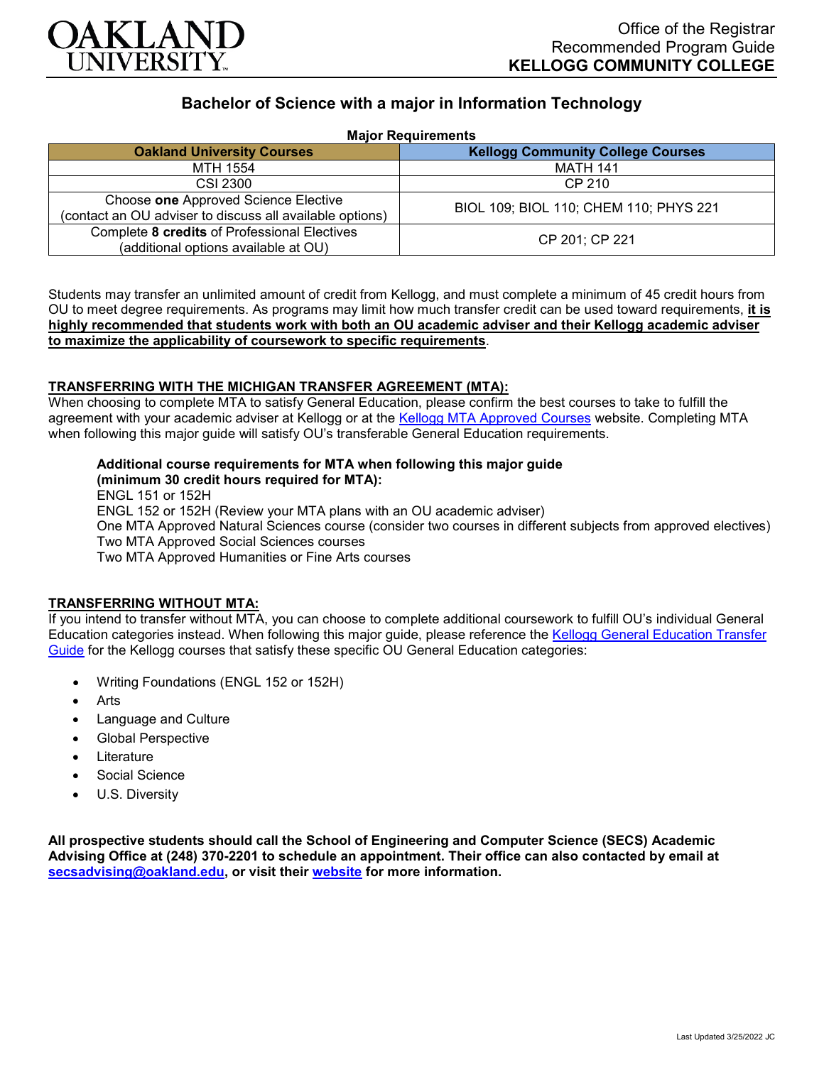Office of the Registrar
Recommended Program Guide
**KELLOGG COMMUNITY COLLEGE**

# Bachelor of Science with a major in Information Technology

**Major Requirements**

| Oakland University Courses | Kellogg Community College Courses |
|---|---|
| MTH 1554 | MATH 141 |
| CSI 2300 | CP 210 |
| Choose **one** Approved Science Elective (contact an OU adviser to discuss all available options) | BIOL 109; BIOL 110; CHEM 110; PHYS 221 |
| Complete **8 credits** of Professional Electives (additional options available at OU) | CP 201; CP 221 |

Students may transfer an unlimited amount of credit from Kellogg, and must complete a minimum of 45 credit hours from OU to meet degree requirements. As programs may limit how much transfer credit can be used toward requirements, **it is highly recommended that students work with both an OU academic adviser and their Kellogg academic adviser to maximize the applicability of coursework to specific requirements**.

## TRANSFERRING WITH THE MICHIGAN TRANSFER AGREEMENT (MTA):

When choosing to complete MTA to satisfy General Education, please confirm the best courses to take to fulfill the agreement with your academic adviser at Kellogg or at the Kellogg MTA Approved Courses website. Completing MTA when following this major guide will satisfy OU's transferable General Education requirements.

**Additional course requirements for MTA when following this major guide (minimum 30 credit hours required for MTA):**
ENGL 151 or 152H
ENGL 152 or 152H (Review your MTA plans with an OU academic adviser)
One MTA Approved Natural Sciences course (consider two courses in different subjects from approved electives)
Two MTA Approved Social Sciences courses
Two MTA Approved Humanities or Fine Arts courses

## TRANSFERRING WITHOUT MTA:

If you intend to transfer without MTA, you can choose to complete additional coursework to fulfill OU's individual General Education categories instead. When following this major guide, please reference the Kellogg General Education Transfer Guide for the Kellogg courses that satisfy these specific OU General Education categories:

- Writing Foundations (ENGL 152 or 152H)
- Arts
- Language and Culture
- Global Perspective
- Literature
- Social Science
- U.S. Diversity

**All prospective students should call the School of Engineering and Computer Science (SECS) Academic Advising Office at (248) 370-2201 to schedule an appointment. Their office can also contacted by email at secsadvising@oakland.edu, or visit their website for more information.**

Last Updated 3/25/2022 JC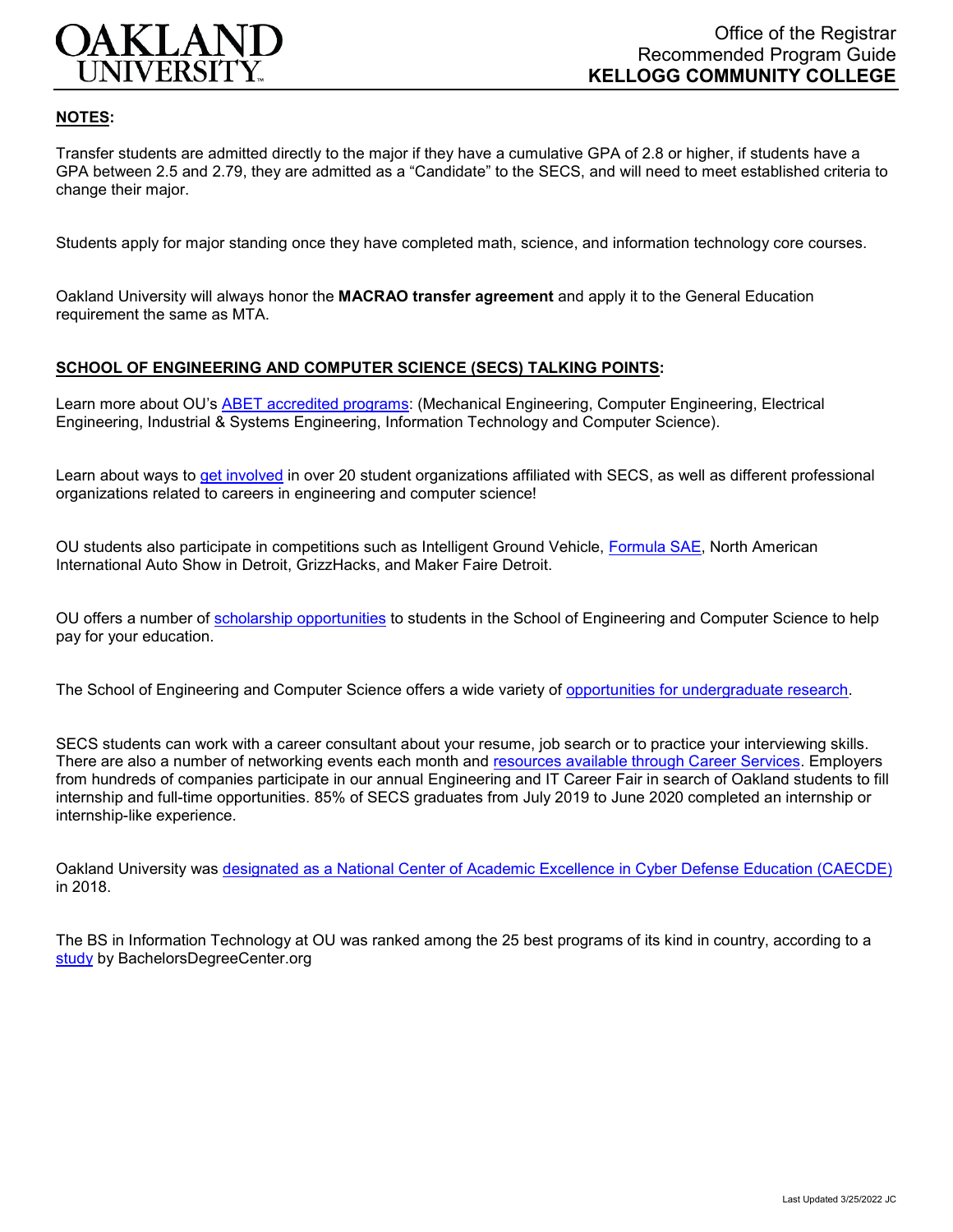**NOTES:**

Transfer students are admitted directly to the major if they have a cumulative GPA of 2.8 or higher, if students have a GPA between 2.5 and 2.79, they are admitted as a "Candidate" to the SECS, and will need to meet established criteria to change their major.

Students apply for major standing once they have completed math, science, and information technology core courses.

Oakland University will always honor the **MACRAO transfer agreement** and apply it to the General Education requirement the same as MTA.

**SCHOOL OF ENGINEERING AND COMPUTER SCIENCE (SECS) TALKING POINTS:**

Learn more about OU's ABET accredited programs: (Mechanical Engineering, Computer Engineering, Electrical Engineering, Industrial & Systems Engineering, Information Technology and Computer Science).

Learn about ways to get involved in over 20 student organizations affiliated with SECS, as well as different professional organizations related to careers in engineering and computer science!

OU students also participate in competitions such as Intelligent Ground Vehicle, Formula SAE, North American International Auto Show in Detroit, GrizzHacks, and Maker Faire Detroit.

OU offers a number of scholarship opportunities to students in the School of Engineering and Computer Science to help pay for your education.

The School of Engineering and Computer Science offers a wide variety of opportunities for undergraduate research.

SECS students can work with a career consultant about your resume, job search or to practice your interviewing skills. There are also a number of networking events each month and resources available through Career Services. Employers from hundreds of companies participate in our annual Engineering and IT Career Fair in search of Oakland students to fill internship and full-time opportunities. 85% of SECS graduates from July 2019 to June 2020 completed an internship or internship-like experience.

Oakland University was designated as a National Center of Academic Excellence in Cyber Defense Education (CAECDE) in 2018.

The BS in Information Technology at OU was ranked among the 25 best programs of its kind in country, according to a study by BachelorsDegreeCenter.org

Last Updated 3/25/2022 JC